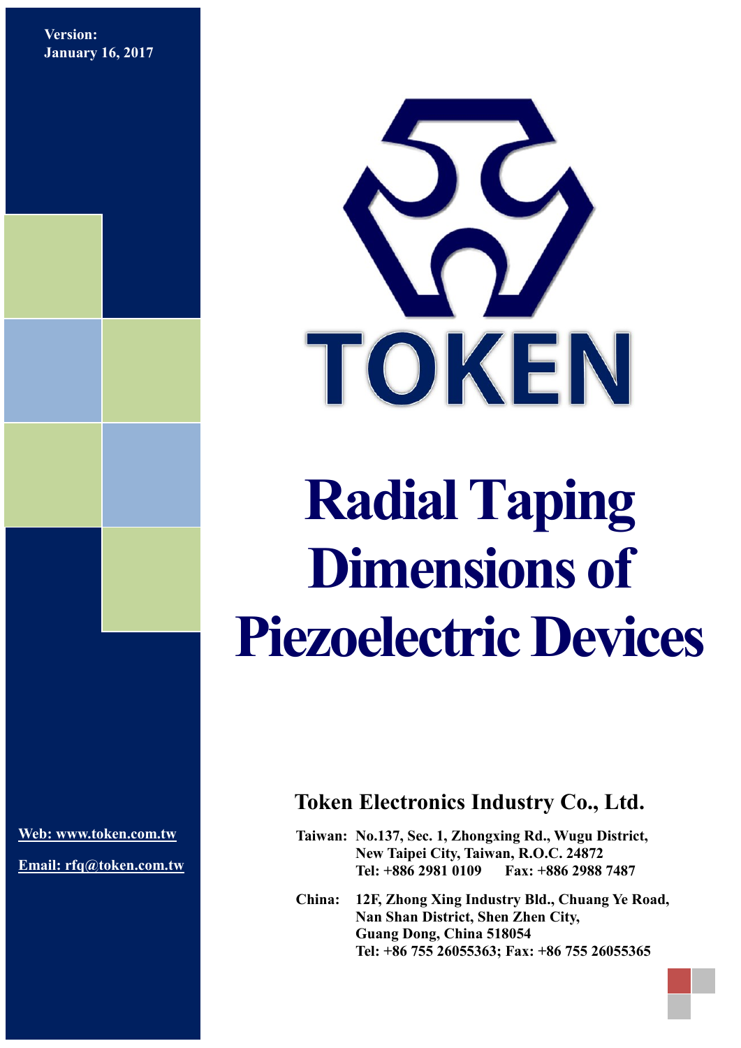**Version:**
**January 16, 2017**

TOKEN

# Radial Taping Dimensions of Piezoelectric Devices

## Token Electronics Industry Co., Ltd.

**Taiwan:** No.137, Sec. 1, Zhongxing Rd., Wugu District,
New Taipei City, Taiwan, R.O.C. 24872
Tel: +886 2981 0109 Fax: +886 2988 7487

**China:** 12F, Zhong Xing Industry Bld., Chuang Ye Road,
Nan Shan District, Shen Zhen City,
Guang Dong, China 518054
Tel: +86 755 26055363; Fax: +86 755 26055365

**Web: www.token.com.tw**

**Email: rfq@token.com.tw**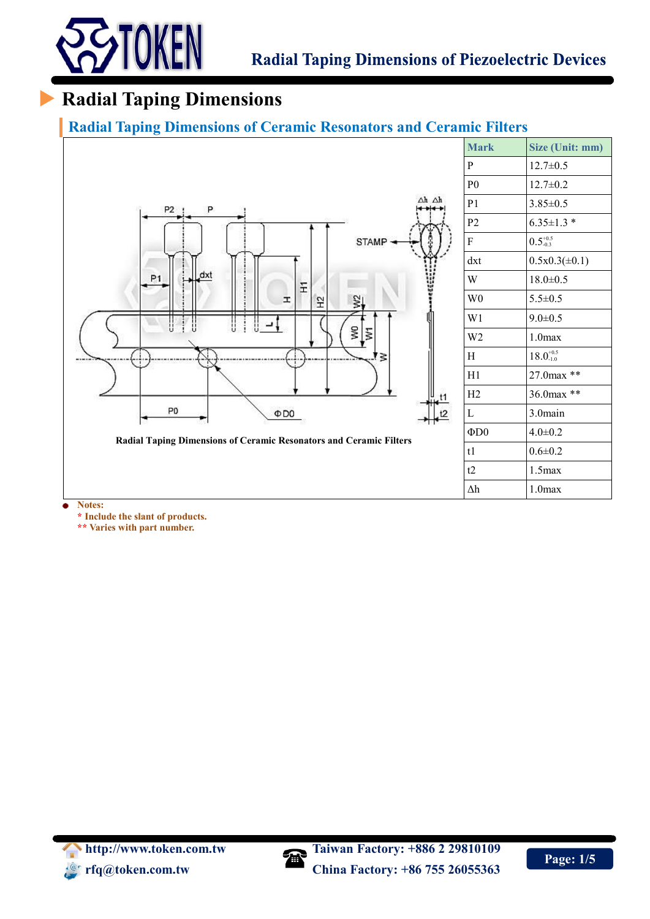# Radial Taping Dimensions

## Radial Taping Dimensions of Ceramic Resonators and Ceramic Filters

Radial Taping Dimensions of Ceramic Resonators and Ceramic Filters

| Mark | Size (Unit: mm) |
|---|---|
| P | 12.7±0.5 |
| P0 | 12.7±0.2 |
| P1 | 3.85±0.5 |
| P2 | 6.35±1.3 * |
| F | $0.5^{+0.5}_{-0.3}$ |
| dxt | 0.5x0.3(±0.1) |
| W | 18.0±0.5 |
| W0 | 5.5±0.5 |
| W1 | 9.0±0.5 |
| W2 | 1.0max |
| H | $18.0^{+0.5}_{-1.0}$ |
| H1 | 27.0max ** |
| H2 | 36.0max ** |
| L | 3.0main |
| ΦD0 | 4.0±0.2 |
| t1 | 0.6±0.2 |
| t2 | 1.5max |
| Δh | 1.0max |

- **Notes:**
  **\* Include the slant of products.**
  **\*\* Varies with part number.**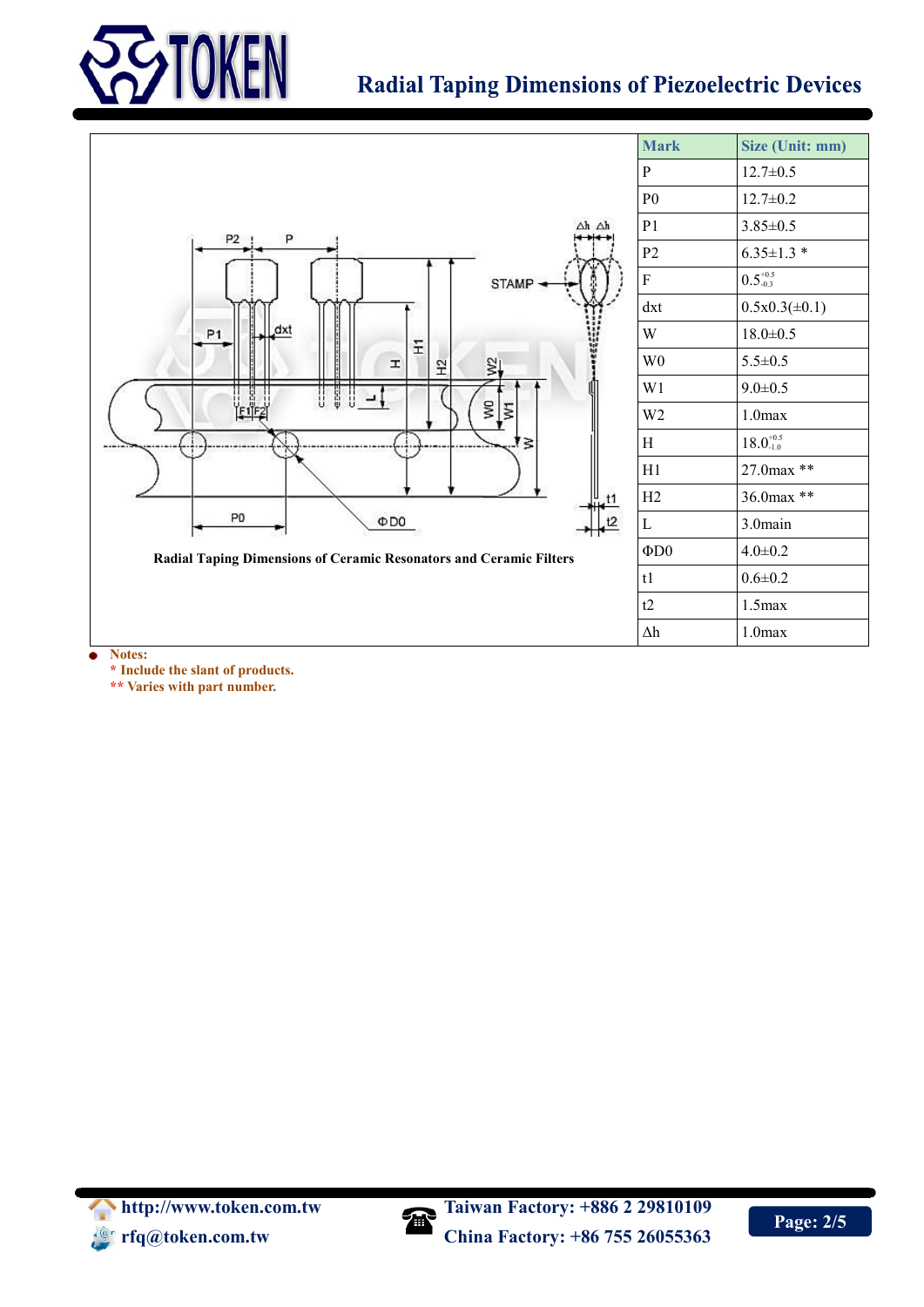# Radial Taping Dimensions of Piezoelectric Devices

Radial Taping Dimensions of Ceramic Resonators and Ceramic Filters

| Mark | Size (Unit: mm) |
|---|---|
| P | 12.7±0.5 |
| P0 | 12.7±0.2 |
| P1 | 3.85±0.5 |
| P2 | 6.35±1.3 * |
| F | $0.5^{+0.5}_{-0.3}$ |
| dxt | 0.5x0.3(±0.1) |
| W | 18.0±0.5 |
| W0 | 5.5±0.5 |
| W1 | 9.0±0.5 |
| W2 | 1.0max |
| H | $18.0^{+0.5}_{-1.0}$ |
| H1 | 27.0max ** |
| H2 | 36.0max ** |
| L | 3.0main |
| ΦD0 | 4.0±0.2 |
| t1 | 0.6±0.2 |
| t2 | 1.5max |
| Δh | 1.0max |

**Notes:**

**\* Include the slant of products.**

**\*\* Varies with part number.**

**http://www.token.com.tw**

**rfq@token.com.tw**

**Taiwan Factory: +886 2 29810109**

**China Factory: +86 755 26055363**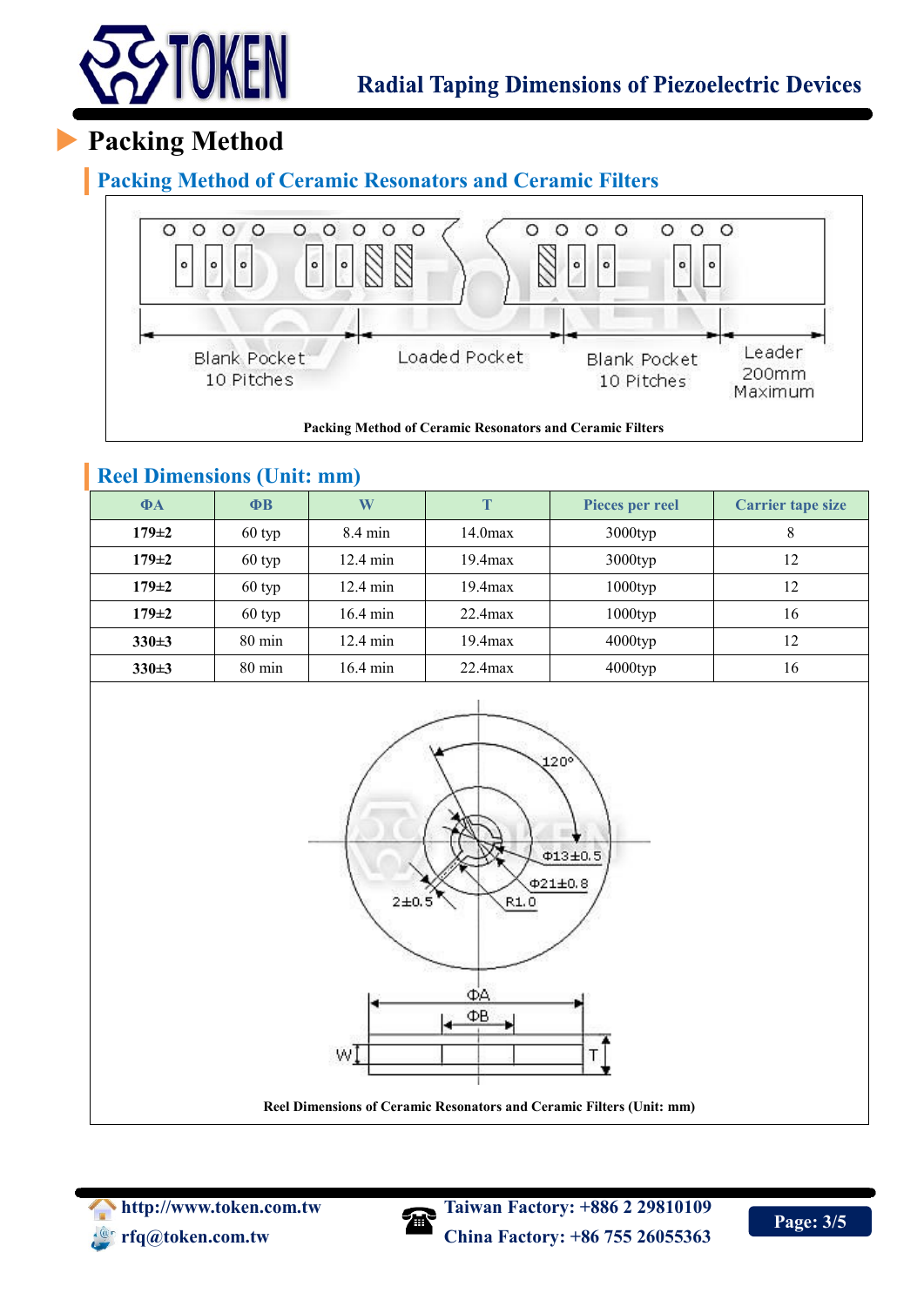# Packing Method

## Packing Method of Ceramic Resonators and Ceramic Filters

Blank Pocket 10 Pitches | Loaded Pocket | Blank Pocket 10 Pitches | Leader 200mm Maximum

Packing Method of Ceramic Resonators and Ceramic Filters

## Reel Dimensions (Unit: mm)

| ΦA | ΦB | W | T | Pieces per reel | Carrier tape size |
|---|---|---|---|---|---|
| 179±2 | 60 typ | 8.4 min | 14.0max | 3000typ | 8 |
| 179±2 | 60 typ | 12.4 min | 19.4max | 3000typ | 12 |
| 179±2 | 60 typ | 12.4 min | 19.4max | 1000typ | 12 |
| 179±2 | 60 typ | 16.4 min | 22.4max | 1000typ | 16 |
| 330±3 | 80 min | 12.4 min | 19.4max | 4000typ | 12 |
| 330±3 | 80 min | 16.4 min | 22.4max | 4000typ | 16 |

120° Φ13±0.5 Φ21±0.8 2±0.5 R1.0 ΦA ΦB W T

Reel Dimensions of Ceramic Resonators and Ceramic Filters (Unit: mm)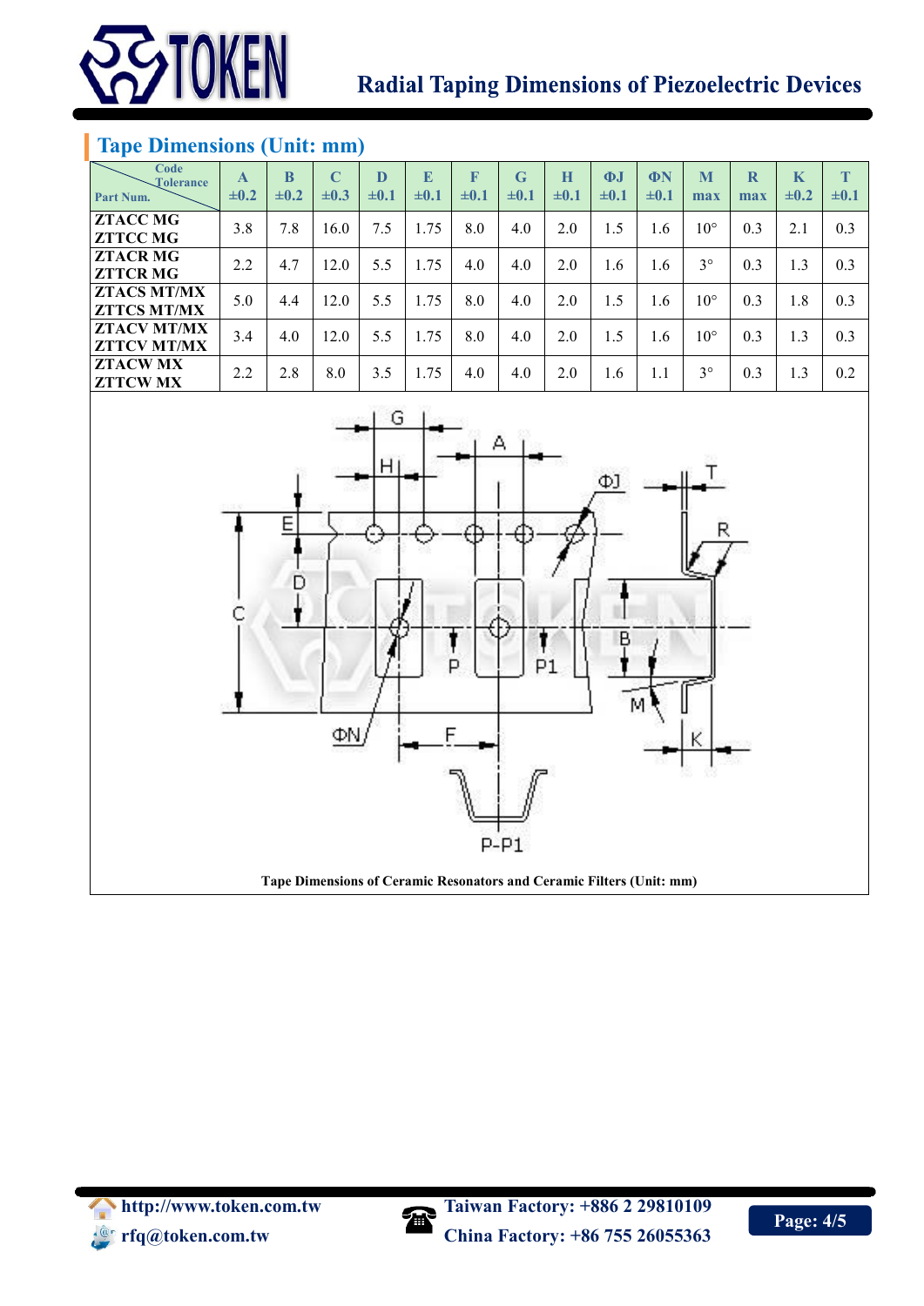## Radial Taping Dimensions of Piezoelectric Devices

### Tape Dimensions (Unit: mm)

| Part Num. / Code / Tolerance | A ±0.2 | B ±0.2 | C ±0.3 | D ±0.1 | E ±0.1 | F ±0.1 | G ±0.1 | H ±0.1 | ΦJ ±0.1 | ΦN ±0.1 | M max | R max | K ±0.2 | T ±0.1 |
|---|---|---|---|---|---|---|---|---|---|---|---|---|---|---|
| ZTACC MG<br>ZTTCC MG | 3.8 | 7.8 | 16.0 | 7.5 | 1.75 | 8.0 | 4.0 | 2.0 | 1.5 | 1.6 | 10° | 0.3 | 2.1 | 0.3 |
| ZTACR MG<br>ZTTCR MG | 2.2 | 4.7 | 12.0 | 5.5 | 1.75 | 4.0 | 4.0 | 2.0 | 1.6 | 1.6 | 3° | 0.3 | 1.3 | 0.3 |
| ZTACS MT/MX<br>ZTTCS MT/MX | 5.0 | 4.4 | 12.0 | 5.5 | 1.75 | 8.0 | 4.0 | 2.0 | 1.5 | 1.6 | 10° | 0.3 | 1.8 | 0.3 |
| ZTACV MT/MX<br>ZTTCV MT/MX | 3.4 | 4.0 | 12.0 | 5.5 | 1.75 | 8.0 | 4.0 | 2.0 | 1.5 | 1.6 | 10° | 0.3 | 1.3 | 0.3 |
| ZTACW MX<br>ZTTCW MX | 2.2 | 2.8 | 8.0 | 3.5 | 1.75 | 4.0 | 4.0 | 2.0 | 1.6 | 1.1 | 3° | 0.3 | 1.3 | 0.2 |

**Tape Dimensions of Ceramic Resonators and Ceramic Filters (Unit: mm)**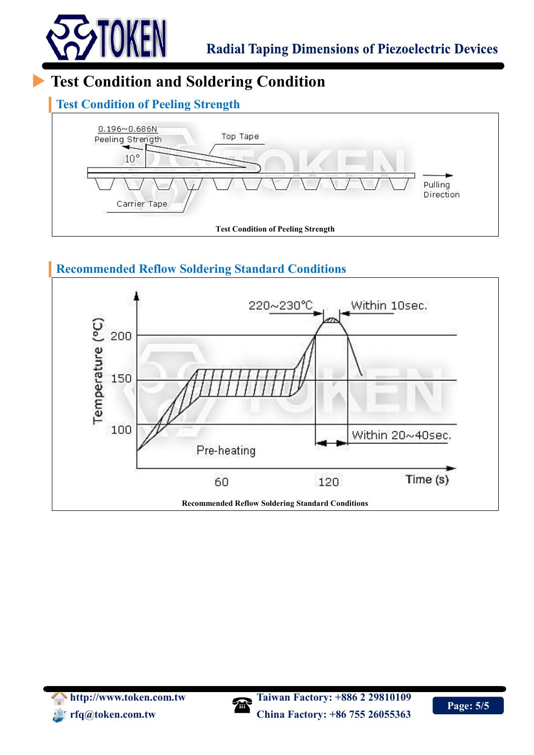# Test Condition and Soldering Condition

## Test Condition of Peeling Strength

0.196~0.686N
Peeling Strength
10°
Top Tape
Carrier Tape
Pulling Direction

Test Condition of Peeling Strength

## Recommended Reflow Soldering Standard Conditions

220~230℃
Within 10sec.
Temperature (℃)
200
150
100
Within 20~40sec.
Pre-heating
60
120
Time (s)

Recommended Reflow Soldering Standard Conditions